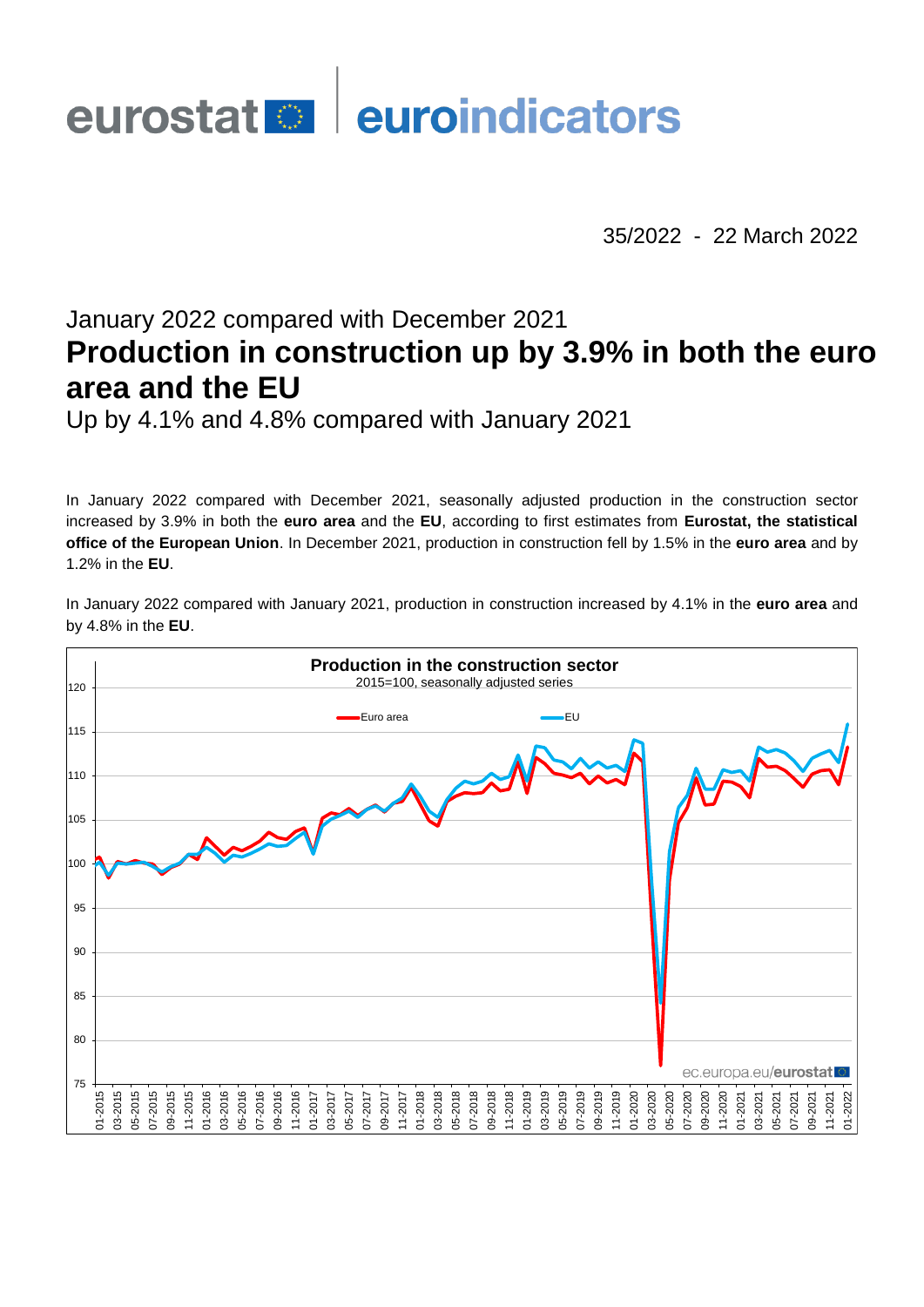eurostat | euroindicators

35/2022 - 22 March 2022

## January 2022 compared with December 2021

# Production in construction up by 3.9% in both the euro area and the EU

## Up by 4.1% and 4.8% compared with January 2021

In January 2022 compared with December 2021, seasonally adjusted production in the construction sector increased by 3.9% in both the **euro area** and the **EU**, according to first estimates from **Eurostat, the statistical office of the European Union**. In December 2021, production in construction fell by 1.5% in the **euro area** and by 1.2% in the **EU**.

In January 2022 compared with January 2021, production in construction increased by 4.1% in the **euro area** and by 4.8% in the **EU**.

**Production in the construction sector**
2015=100, seasonally adjusted series

Euro area — EU

ec.europa.eu/eurostat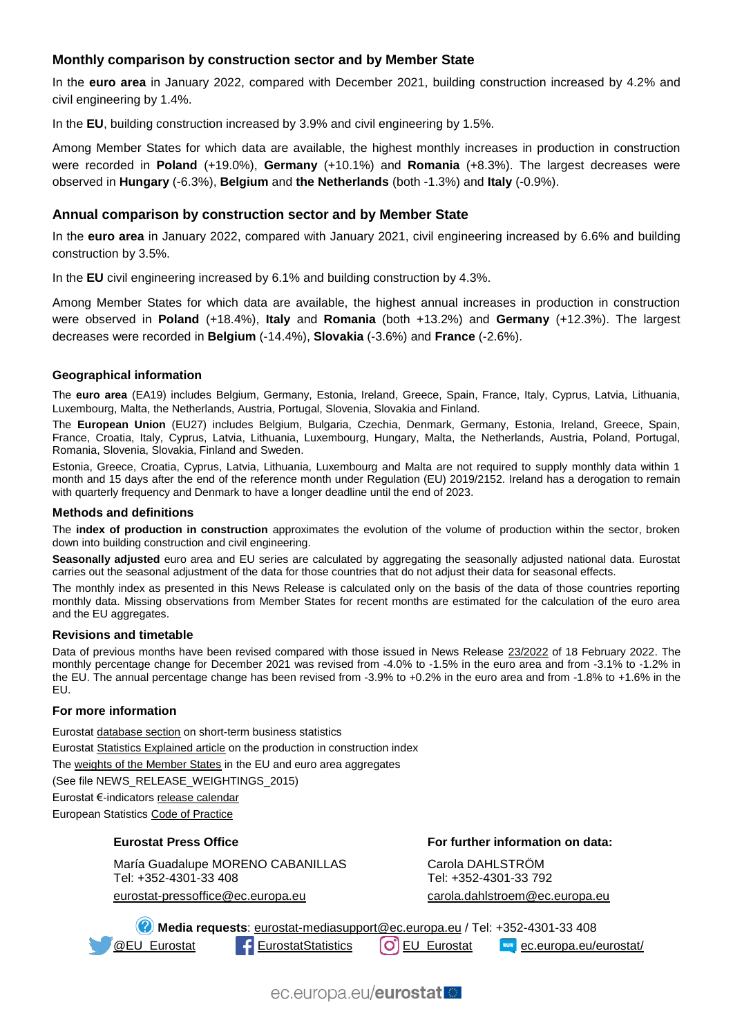## Monthly comparison by construction sector and by Member State

In the **euro area** in January 2022, compared with December 2021, building construction increased by 4.2% and civil engineering by 1.4%.

In the **EU**, building construction increased by 3.9% and civil engineering by 1.5%.

Among Member States for which data are available, the highest monthly increases in production in construction were recorded in **Poland** (+19.0%), **Germany** (+10.1%) and **Romania** (+8.3%). The largest decreases were observed in **Hungary** (-6.3%), **Belgium** and **the Netherlands** (both -1.3%) and **Italy** (-0.9%).

## Annual comparison by construction sector and by Member State

In the **euro area** in January 2022, compared with January 2021, civil engineering increased by 6.6% and building construction by 3.5%.

In the **EU** civil engineering increased by 6.1% and building construction by 4.3%.

Among Member States for which data are available, the highest annual increases in production in construction were observed in **Poland** (+18.4%), **Italy** and **Romania** (both +13.2%) and **Germany** (+12.3%). The largest decreases were recorded in **Belgium** (-14.4%), **Slovakia** (-3.6%) and **France** (-2.6%).

### Geographical information

The **euro area** (EA19) includes Belgium, Germany, Estonia, Ireland, Greece, Spain, France, Italy, Cyprus, Latvia, Lithuania, Luxembourg, Malta, the Netherlands, Austria, Portugal, Slovenia, Slovakia and Finland.

The **European Union** (EU27) includes Belgium, Bulgaria, Czechia, Denmark, Germany, Estonia, Ireland, Greece, Spain, France, Croatia, Italy, Cyprus, Latvia, Lithuania, Luxembourg, Hungary, Malta, the Netherlands, Austria, Poland, Portugal, Romania, Slovenia, Slovakia, Finland and Sweden.

Estonia, Greece, Croatia, Cyprus, Latvia, Lithuania, Luxembourg and Malta are not required to supply monthly data within 1 month and 15 days after the end of the reference month under Regulation (EU) 2019/2152. Ireland has a derogation to remain with quarterly frequency and Denmark to have a longer deadline until the end of 2023.

### Methods and definitions

The **index of production in construction** approximates the evolution of the volume of production within the sector, broken down into building construction and civil engineering.

**Seasonally adjusted** euro area and EU series are calculated by aggregating the seasonally adjusted national data. Eurostat carries out the seasonal adjustment of the data for those countries that do not adjust their data for seasonal effects.

The monthly index as presented in this News Release is calculated only on the basis of the data of those countries reporting monthly data. Missing observations from Member States for recent months are estimated for the calculation of the euro area and the EU aggregates.

### Revisions and timetable

Data of previous months have been revised compared with those issued in News Release 23/2022 of 18 February 2022. The monthly percentage change for December 2021 was revised from -4.0% to -1.5% in the euro area and from -3.1% to -1.2% in the EU. The annual percentage change has been revised from -3.9% to +0.2% in the euro area and from -1.8% to +1.6% in the EU.

### For more information

Eurostat database section on short-term business statistics

Eurostat Statistics Explained article on the production in construction index

The weights of the Member States in the EU and euro area aggregates

(See file NEWS_RELEASE_WEIGHTINGS_2015)

Eurostat €-indicators release calendar

European Statistics Code of Practice

**Eurostat Press Office**

María Guadalupe MORENO CABANILLAS
Tel: +352-4301-33 408
eurostat-pressoffice@ec.europa.eu

**For further information on data:**

Carola DAHLSTRÖM
Tel: +352-4301-33 792
carola.dahlstroem@ec.europa.eu

**Media requests**: eurostat-mediasupport@ec.europa.eu / Tel: +352-4301-33 408

@EU_Eurostat    EurostatStatistics    EU_Eurostat    ec.europa.eu/eurostat/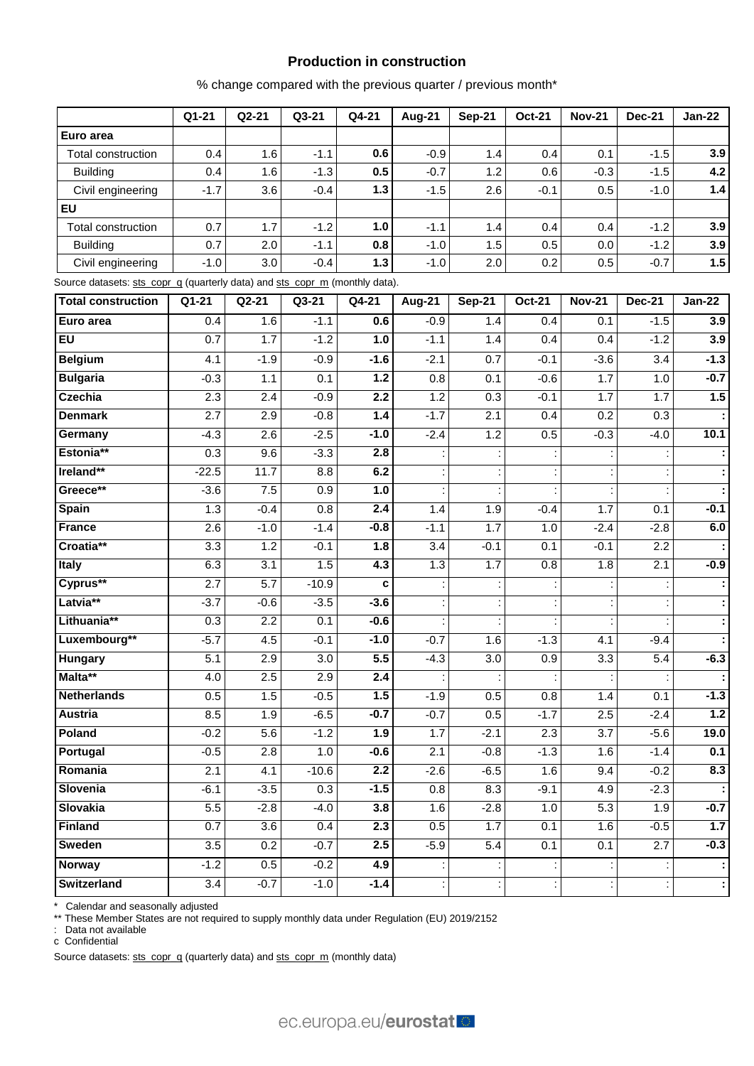## Production in construction

% change compared with the previous quarter / previous month*

| | Q1-21 | Q2-21 | Q3-21 | Q4-21 | Aug-21 | Sep-21 | Oct-21 | Nov-21 | Dec-21 | Jan-22 |
|---|---|---|---|---|---|---|---|---|---|---|
| **Euro area** | | | | | | | | | | |
| Total construction | 0.4 | 1.6 | -1.1 | **0.6** | -0.9 | 1.4 | 0.4 | 0.1 | -1.5 | **3.9** |
| Building | 0.4 | 1.6 | -1.3 | **0.5** | -0.7 | 1.2 | 0.6 | -0.3 | -1.5 | **4.2** |
| Civil engineering | -1.7 | 3.6 | -0.4 | **1.3** | -1.5 | 2.6 | -0.1 | 0.5 | -1.0 | **1.4** |
| **EU** | | | | | | | | | | |
| Total construction | 0.7 | 1.7 | -1.2 | **1.0** | -1.1 | 1.4 | 0.4 | 0.4 | -1.2 | **3.9** |
| Building | 0.7 | 2.0 | -1.1 | **0.8** | -1.0 | 1.5 | 0.5 | 0.0 | -1.2 | **3.9** |
| Civil engineering | -1.0 | 3.0 | -0.4 | **1.3** | -1.0 | 2.0 | 0.2 | 0.5 | -0.7 | **1.5** |

Source datasets: sts_copr_q (quarterly data) and sts_copr_m (monthly data).

| **Total construction** | Q1-21 | Q2-21 | Q3-21 | Q4-21 | Aug-21 | Sep-21 | Oct-21 | Nov-21 | Dec-21 | Jan-22 |
|---|---|---|---|---|---|---|---|---|---|---|
| **Euro area** | 0.4 | 1.6 | -1.1 | **0.6** | -0.9 | 1.4 | 0.4 | 0.1 | -1.5 | **3.9** |
| **EU** | 0.7 | 1.7 | -1.2 | **1.0** | -1.1 | 1.4 | 0.4 | 0.4 | -1.2 | **3.9** |
| **Belgium** | 4.1 | -1.9 | -0.9 | **-1.6** | -2.1 | 0.7 | -0.1 | -3.6 | 3.4 | **-1.3** |
| **Bulgaria** | -0.3 | 1.1 | 0.1 | **1.2** | 0.8 | 0.1 | -0.6 | 1.7 | 1.0 | **-0.7** |
| **Czechia** | 2.3 | 2.4 | -0.9 | **2.2** | 1.2 | 0.3 | -0.1 | 1.7 | 1.7 | **1.5** |
| **Denmark** | 2.7 | 2.9 | -0.8 | **1.4** | -1.7 | 2.1 | 0.4 | 0.2 | 0.3 | **:** |
| **Germany** | -4.3 | 2.6 | -2.5 | **-1.0** | -2.4 | 1.2 | 0.5 | -0.3 | -4.0 | **10.1** |
| **Estonia**** | 0.3 | 9.6 | -3.3 | **2.8** | : | : | : | : | : | **:** |
| **Ireland**** | -22.5 | 11.7 | 8.8 | **6.2** | : | : | : | : | : | **:** |
| **Greece**** | -3.6 | 7.5 | 0.9 | **1.0** | : | : | : | : | : | **:** |
| **Spain** | 1.3 | -0.4 | 0.8 | **2.4** | 1.4 | 1.9 | -0.4 | 1.7 | 0.1 | **-0.1** |
| **France** | 2.6 | -1.0 | -1.4 | **-0.8** | -1.1 | 1.7 | 1.0 | -2.4 | -2.8 | **6.0** |
| **Croatia**** | 3.3 | 1.2 | -0.1 | **1.8** | 3.4 | -0.1 | 0.1 | -0.1 | 2.2 | **:** |
| **Italy** | 6.3 | 3.1 | 1.5 | **4.3** | 1.3 | 1.7 | 0.8 | 1.8 | 2.1 | **-0.9** |
| **Cyprus**** | 2.7 | 5.7 | -10.9 | **c** | : | : | : | : | : | **:** |
| **Latvia**** | -3.7 | -0.6 | -3.5 | **-3.6** | : | : | : | : | : | **:** |
| **Lithuania**** | 0.3 | 2.2 | 0.1 | **-0.6** | : | : | : | : | : | **:** |
| **Luxembourg**** | -5.7 | 4.5 | -0.1 | **-1.0** | -0.7 | 1.6 | -1.3 | 4.1 | -9.4 | **:** |
| **Hungary** | 5.1 | 2.9 | 3.0 | **5.5** | -4.3 | 3.0 | 0.9 | 3.3 | 5.4 | **-6.3** |
| **Malta**** | 4.0 | 2.5 | 2.9 | **2.4** | : | : | : | : | : | **:** |
| **Netherlands** | 0.5 | 1.5 | -0.5 | **1.5** | -1.9 | 0.5 | 0.8 | 1.4 | 0.1 | **-1.3** |
| **Austria** | 8.5 | 1.9 | -6.5 | **-0.7** | -0.7 | 0.5 | -1.7 | 2.5 | -2.4 | **1.2** |
| **Poland** | -0.2 | 5.6 | -1.2 | **1.9** | 1.7 | -2.1 | 2.3 | 3.7 | -5.6 | **19.0** |
| **Portugal** | -0.5 | 2.8 | 1.0 | **-0.6** | 2.1 | -0.8 | -1.3 | 1.6 | -1.4 | **0.1** |
| **Romania** | 2.1 | 4.1 | -10.6 | **2.2** | -2.6 | -6.5 | 1.6 | 9.4 | -0.2 | **8.3** |
| **Slovenia** | -6.1 | -3.5 | 0.3 | **-1.5** | 0.8 | 8.3 | -9.1 | 4.9 | -2.3 | **:** |
| **Slovakia** | 5.5 | -2.8 | -4.0 | **3.8** | 1.6 | -2.8 | 1.0 | 5.3 | 1.9 | **-0.7** |
| **Finland** | 0.7 | 3.6 | 0.4 | **2.3** | 0.5 | 1.7 | 0.1 | 1.6 | -0.5 | **1.7** |
| **Sweden** | 3.5 | 0.2 | -0.7 | **2.5** | -5.9 | 5.4 | 0.1 | 0.1 | 2.7 | **-0.3** |
| **Norway** | -1.2 | 0.5 | -0.2 | **4.9** | : | : | : | : | : | **:** |
| **Switzerland** | 3.4 | -0.7 | -1.0 | **-1.4** | : | : | : | : | : | **:** |

\* Calendar and seasonally adjusted

** These Member States are not required to supply monthly data under Regulation (EU) 2019/2152

: Data not available

c Confidential

Source datasets: sts_copr_q (quarterly data) and sts_copr_m (monthly data)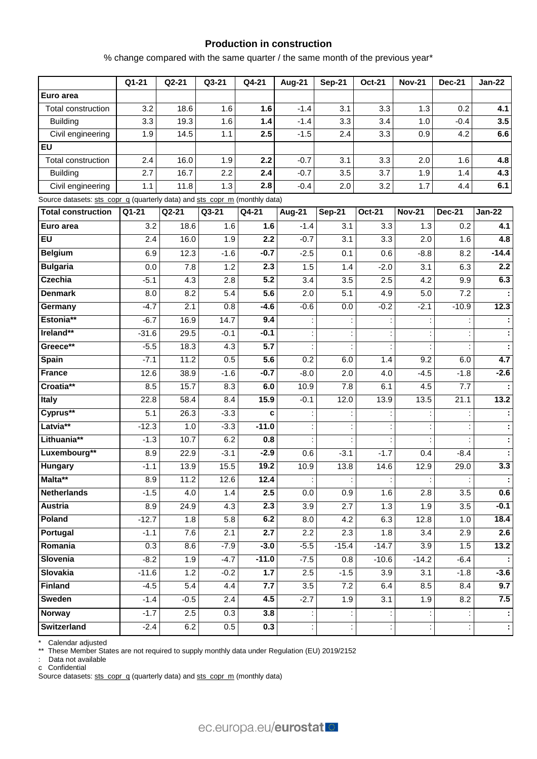### Production in construction

% change compared with the same quarter / the same month of the previous year*

| | Q1-21 | Q2-21 | Q3-21 | Q4-21 | Aug-21 | Sep-21 | Oct-21 | Nov-21 | Dec-21 | Jan-22 |
|---|---|---|---|---|---|---|---|---|---|---|
| **Euro area** | | | | | | | | | | |
| Total construction | 3.2 | 18.6 | 1.6 | **1.6** | -1.4 | 3.1 | 3.3 | 1.3 | 0.2 | **4.1** |
| Building | 3.3 | 19.3 | 1.6 | **1.4** | -1.4 | 3.3 | 3.4 | 1.0 | -0.4 | **3.5** |
| Civil engineering | 1.9 | 14.5 | 1.1 | **2.5** | -1.5 | 2.4 | 3.3 | 0.9 | 4.2 | **6.6** |
| **EU** | | | | | | | | | | |
| Total construction | 2.4 | 16.0 | 1.9 | **2.2** | -0.7 | 3.1 | 3.3 | 2.0 | 1.6 | **4.8** |
| Building | 2.7 | 16.7 | 2.2 | **2.4** | -0.7 | 3.5 | 3.7 | 1.9 | 1.4 | **4.3** |
| Civil engineering | 1.1 | 11.8 | 1.3 | **2.8** | -0.4 | 2.0 | 3.2 | 1.7 | 4.4 | **6.1** |

Source datasets: sts_copr_q (quarterly data) and sts_copr_m (monthly data)

| Total construction | Q1-21 | Q2-21 | Q3-21 | Q4-21 | Aug-21 | Sep-21 | Oct-21 | Nov-21 | Dec-21 | Jan-22 |
|---|---|---|---|---|---|---|---|---|---|---|
| **Euro area** | 3.2 | 18.6 | 1.6 | **1.6** | -1.4 | 3.1 | 3.3 | 1.3 | 0.2 | **4.1** |
| **EU** | 2.4 | 16.0 | 1.9 | **2.2** | -0.7 | 3.1 | 3.3 | 2.0 | 1.6 | **4.8** |
| **Belgium** | 6.9 | 12.3 | -1.6 | **-0.7** | -2.5 | 0.1 | 0.6 | -8.8 | 8.2 | **-14.4** |
| **Bulgaria** | 0.0 | 7.8 | 1.2 | **2.3** | 1.5 | 1.4 | -2.0 | 3.1 | 6.3 | **2.2** |
| **Czechia** | -5.1 | 4.3 | 2.8 | **5.2** | 3.4 | 3.5 | 2.5 | 4.2 | 9.9 | **6.3** |
| **Denmark** | 8.0 | 8.2 | 5.4 | **5.6** | 2.0 | 5.1 | 4.9 | 5.0 | 7.2 | **:** |
| **Germany** | -4.7 | 2.1 | 0.8 | **-4.6** | -0.6 | 0.0 | -0.2 | -2.1 | -10.9 | **12.3** |
| **Estonia**** | -6.7 | 16.9 | 14.7 | **9.4** | : | : | : | : | : | **:** |
| **Ireland**** | -31.6 | 29.5 | -0.1 | **-0.1** | : | : | : | : | : | **:** |
| **Greece**** | -5.5 | 18.3 | 4.3 | **5.7** | : | : | : | : | : | **:** |
| **Spain** | -7.1 | 11.2 | 0.5 | **5.6** | 0.2 | 6.0 | 1.4 | 9.2 | 6.0 | **4.7** |
| **France** | 12.6 | 38.9 | -1.6 | **-0.7** | -8.0 | 2.0 | 4.0 | -4.5 | -1.8 | **-2.6** |
| **Croatia**** | 8.5 | 15.7 | 8.3 | **6.0** | 10.9 | 7.8 | 6.1 | 4.5 | 7.7 | **:** |
| **Italy** | 22.8 | 58.4 | 8.4 | **15.9** | -0.1 | 12.0 | 13.9 | 13.5 | 21.1 | **13.2** |
| **Cyprus**** | 5.1 | 26.3 | -3.3 | **c** | : | : | : | : | : | **:** |
| **Latvia**** | -12.3 | 1.0 | -3.3 | **-11.0** | : | : | : | : | : | **:** |
| **Lithuania**** | -1.3 | 10.7 | 6.2 | **0.8** | : | : | : | : | : | **:** |
| **Luxembourg**** | 8.9 | 22.9 | -3.1 | **-2.9** | 0.6 | -3.1 | -1.7 | 0.4 | -8.4 | **:** |
| **Hungary** | -1.1 | 13.9 | 15.5 | **19.2** | 10.9 | 13.8 | 14.6 | 12.9 | 29.0 | **3.3** |
| **Malta**** | 8.9 | 11.2 | 12.6 | **12.4** | : | : | : | : | : | **:** |
| **Netherlands** | -1.5 | 4.0 | 1.4 | **2.5** | 0.0 | 0.9 | 1.6 | 2.8 | 3.5 | **0.6** |
| **Austria** | 8.9 | 24.9 | 4.3 | **2.3** | 3.9 | 2.7 | 1.3 | 1.9 | 3.5 | **-0.1** |
| **Poland** | -12.7 | 1.8 | 5.8 | **6.2** | 8.0 | 4.2 | 6.3 | 12.8 | 1.0 | **18.4** |
| **Portugal** | -1.1 | 7.6 | 2.1 | **2.7** | 2.2 | 2.3 | 1.8 | 3.4 | 2.9 | **2.6** |
| **Romania** | 0.3 | 8.6 | -7.9 | **-3.0** | -5.5 | -15.4 | -14.7 | 3.9 | 1.5 | **13.2** |
| **Slovenia** | -8.2 | 1.9 | -4.7 | **-11.0** | -7.5 | 0.8 | -10.6 | -14.2 | -6.4 | **:** |
| **Slovakia** | -11.6 | 1.2 | -0.2 | **1.7** | 2.5 | -1.5 | 3.9 | 3.1 | -1.8 | **-3.6** |
| **Finland** | -4.5 | 5.4 | 4.4 | **7.7** | 3.5 | 7.2 | 6.4 | 8.5 | 8.4 | **9.7** |
| **Sweden** | -1.4 | -0.5 | 2.4 | **4.5** | -2.7 | 1.9 | 3.1 | 1.9 | 8.2 | **7.5** |
| **Norway** | -1.7 | 2.5 | 0.3 | **3.8** | : | : | : | : | : | **:** |
| **Switzerland** | -2.4 | 6.2 | 0.5 | **0.3** | : | : | : | : | : | **:** |

\* Calendar adjusted

** These Member States are not required to supply monthly data under Regulation (EU) 2019/2152

: Data not available

c Confidential

Source datasets: sts_copr_q (quarterly data) and sts_copr_m (monthly data)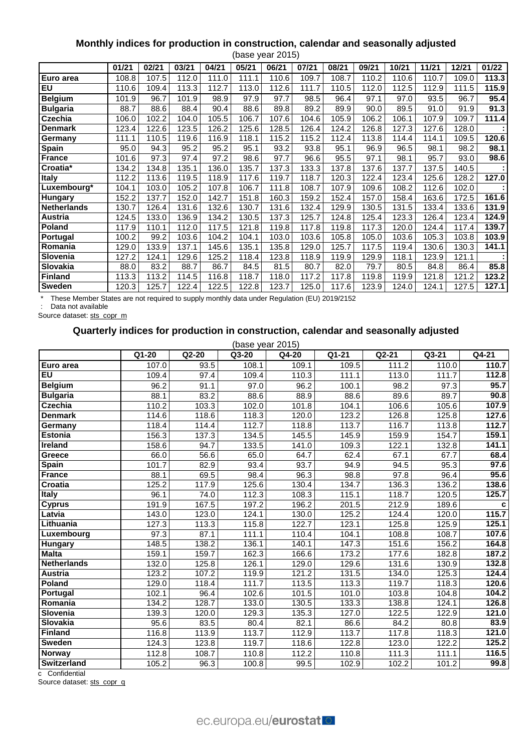### Monthly indices for production in construction, calendar and seasonally adjusted

(base year 2015)

| | 01/21 | 02/21 | 03/21 | 04/21 | 05/21 | 06/21 | 07/21 | 08/21 | 09/21 | 10/21 | 11/21 | 12/21 | 01/22 |
|---|---|---|---|---|---|---|---|---|---|---|---|---|---|
| **Euro area** | 108.8 | 107.5 | 112.0 | 111.0 | 111.1 | 110.6 | 109.7 | 108.7 | 110.2 | 110.6 | 110.7 | 109.0 | **113.3** |
| **EU** | 110.6 | 109.4 | 113.3 | 112.7 | 113.0 | 112.6 | 111.7 | 110.5 | 112.0 | 112.5 | 112.9 | 111.5 | **115.9** |
| **Belgium** | 101.9 | 96.7 | 101.9 | 98.9 | 97.9 | 97.7 | 98.5 | 96.4 | 97.1 | 97.0 | 93.5 | 96.7 | **95.4** |
| **Bulgaria** | 88.7 | 88.6 | 88.4 | 90.4 | 88.6 | 89.8 | 89.2 | 89.9 | 90.0 | 89.5 | 91.0 | 91.9 | **91.3** |
| **Czechia** | 106.0 | 102.2 | 104.0 | 105.5 | 106.7 | 107.6 | 104.6 | 105.9 | 106.2 | 106.1 | 107.9 | 109.7 | **111.4** |
| **Denmark** | 123.4 | 122.6 | 123.5 | 126.2 | 125.6 | 128.5 | 126.4 | 124.2 | 126.8 | 127.3 | 127.6 | 128.0 | **:** |
| **Germany** | 111.1 | 110.5 | 119.6 | 116.9 | 118.1 | 115.2 | 115.2 | 112.4 | 113.8 | 114.4 | 114.1 | 109.5 | **120.6** |
| **Spain** | 95.0 | 94.3 | 95.2 | 95.2 | 95.1 | 93.2 | 93.8 | 95.1 | 96.9 | 96.5 | 98.1 | 98.2 | **98.1** |
| **France** | 101.6 | 97.3 | 97.4 | 97.2 | 98.6 | 97.7 | 96.6 | 95.5 | 97.1 | 98.1 | 95.7 | 93.0 | **98.6** |
| **Croatia*** | 134.2 | 134.8 | 135.1 | 136.0 | 135.7 | 137.3 | 133.3 | 137.8 | 137.6 | 137.7 | 137.5 | 140.5 | **:** |
| **Italy** | 112.2 | 113.6 | 119.5 | 118.9 | 117.6 | 119.7 | 118.7 | 120.3 | 122.4 | 123.4 | 125.6 | 128.2 | **127.0** |
| **Luxembourg*** | 104.1 | 103.0 | 105.2 | 107.8 | 106.7 | 111.8 | 108.7 | 107.9 | 109.6 | 108.2 | 112.6 | 102.0 | **:** |
| **Hungary** | 152.2 | 137.7 | 152.0 | 142.7 | 151.8 | 160.3 | 159.2 | 152.4 | 157.0 | 158.4 | 163.6 | 172.5 | **161.6** |
| **Netherlands** | 130.7 | 126.4 | 131.6 | 132.6 | 130.7 | 131.6 | 132.4 | 129.9 | 130.5 | 131.5 | 133.4 | 133.6 | **131.9** |
| **Austria** | 124.5 | 133.0 | 136.9 | 134.2 | 130.5 | 137.3 | 125.7 | 124.8 | 125.4 | 123.3 | 126.4 | 123.4 | **124.9** |
| **Poland** | 117.9 | 110.1 | 112.0 | 117.5 | 121.8 | 119.8 | 117.8 | 119.8 | 117.3 | 120.0 | 124.4 | 117.4 | **139.7** |
| **Portugal** | 100.2 | 99.2 | 103.6 | 104.2 | 104.1 | 103.0 | 103.6 | 105.8 | 105.0 | 103.6 | 105.3 | 103.8 | **103.9** |
| **Romania** | 129.0 | 133.9 | 137.1 | 145.6 | 135.1 | 135.8 | 129.0 | 125.7 | 117.5 | 119.4 | 130.6 | 130.3 | **141.1** |
| **Slovenia** | 127.2 | 124.1 | 129.6 | 125.2 | 118.4 | 123.8 | 118.9 | 119.9 | 129.9 | 118.1 | 123.9 | 121.1 | **:** |
| **Slovakia** | 88.0 | 83.2 | 88.7 | 86.7 | 84.5 | 81.5 | 80.7 | 82.0 | 79.7 | 80.5 | 84.8 | 86.4 | **85.8** |
| **Finland** | 113.3 | 113.2 | 114.5 | 116.8 | 118.7 | 118.0 | 117.2 | 117.8 | 119.8 | 119.9 | 121.8 | 121.2 | **123.2** |
| **Sweden** | 120.3 | 125.7 | 122.4 | 122.5 | 122.8 | 123.7 | 125.0 | 117.6 | 123.9 | 124.0 | 124.1 | 127.5 | **127.1** |

\* These Member States are not required to supply monthly data under Regulation (EU) 2019/2152

: Data not available

Source dataset: sts_copr_m

### Quarterly indices for production in construction, calendar and seasonally adjusted

(base year 2015)

| | Q1-20 | Q2-20 | Q3-20 | Q4-20 | Q1-21 | Q2-21 | Q3-21 | Q4-21 |
|---|---|---|---|---|---|---|---|---|
| **Euro area** | 107.0 | 93.5 | 108.1 | 109.1 | 109.5 | 111.2 | 110.0 | **110.7** |
| **EU** | 109.4 | 97.4 | 109.4 | 110.3 | 111.1 | 113.0 | 111.7 | **112.8** |
| **Belgium** | 96.2 | 91.1 | 97.0 | 96.2 | 100.1 | 98.2 | 97.3 | **95.7** |
| **Bulgaria** | 88.1 | 83.2 | 88.6 | 88.9 | 88.6 | 89.6 | 89.7 | **90.8** |
| **Czechia** | 110.2 | 103.3 | 102.0 | 101.8 | 104.1 | 106.6 | 105.6 | **107.9** |
| **Denmark** | 114.6 | 118.6 | 118.3 | 120.0 | 123.2 | 126.8 | 125.8 | **127.6** |
| **Germany** | 118.4 | 114.4 | 112.7 | 118.8 | 113.7 | 116.7 | 113.8 | **112.7** |
| **Estonia** | 156.3 | 137.3 | 134.5 | 145.5 | 145.9 | 159.9 | 154.7 | **159.1** |
| **Ireland** | 158.6 | 94.7 | 133.5 | 141.0 | 109.3 | 122.1 | 132.8 | **141.1** |
| **Greece** | 66.0 | 56.6 | 65.0 | 64.7 | 62.4 | 67.1 | 67.7 | **68.4** |
| **Spain** | 101.7 | 82.9 | 93.4 | 93.7 | 94.9 | 94.5 | 95.3 | **97.6** |
| **France** | 88.1 | 69.5 | 98.4 | 96.3 | 98.8 | 97.8 | 96.4 | **95.6** |
| **Croatia** | 125.2 | 117.9 | 125.6 | 130.4 | 134.7 | 136.3 | 136.2 | **138.6** |
| **Italy** | 96.1 | 74.0 | 112.3 | 108.3 | 115.1 | 118.7 | 120.5 | **125.7** |
| **Cyprus** | 191.9 | 167.5 | 197.2 | 196.2 | 201.5 | 212.9 | 189.6 | **c** |
| **Latvia** | 143.0 | 123.0 | 124.1 | 130.0 | 125.2 | 124.4 | 120.0 | **115.7** |
| **Lithuania** | 127.3 | 113.3 | 115.8 | 122.7 | 123.1 | 125.8 | 125.9 | **125.1** |
| **Luxembourg** | 97.3 | 87.1 | 111.1 | 110.4 | 104.1 | 108.8 | 108.7 | **107.6** |
| **Hungary** | 148.5 | 138.2 | 136.1 | 140.1 | 147.3 | 151.6 | 156.2 | **164.8** |
| **Malta** | 159.1 | 159.7 | 162.3 | 166.6 | 173.2 | 177.6 | 182.8 | **187.2** |
| **Netherlands** | 132.0 | 125.8 | 126.1 | 129.0 | 129.6 | 131.6 | 130.9 | **132.8** |
| **Austria** | 123.2 | 107.2 | 119.9 | 121.2 | 131.5 | 134.0 | 125.3 | **124.4** |
| **Poland** | 129.0 | 118.4 | 111.7 | 113.5 | 113.3 | 119.7 | 118.3 | **120.6** |
| **Portugal** | 102.1 | 96.4 | 102.6 | 101.5 | 101.0 | 103.8 | 104.8 | **104.2** |
| **Romania** | 134.2 | 128.7 | 133.0 | 130.5 | 133.3 | 138.8 | 124.1 | **126.8** |
| **Slovenia** | 139.3 | 120.0 | 129.3 | 135.3 | 127.0 | 122.5 | 122.9 | **121.0** |
| **Slovakia** | 95.6 | 83.5 | 80.4 | 82.1 | 86.6 | 84.2 | 80.8 | **83.9** |
| **Finland** | 116.8 | 113.9 | 113.7 | 112.9 | 113.7 | 117.8 | 118.3 | **121.0** |
| **Sweden** | 124.3 | 123.8 | 119.7 | 118.6 | 122.8 | 123.0 | 122.2 | **125.2** |
| **Norway** | 112.8 | 108.7 | 110.8 | 112.2 | 110.8 | 111.3 | 111.1 | **116.5** |
| **Switzerland** | 105.2 | 96.3 | 100.8 | 99.5 | 102.9 | 102.2 | 101.2 | **99.8** |

c Confidential

Source dataset: sts_copr_q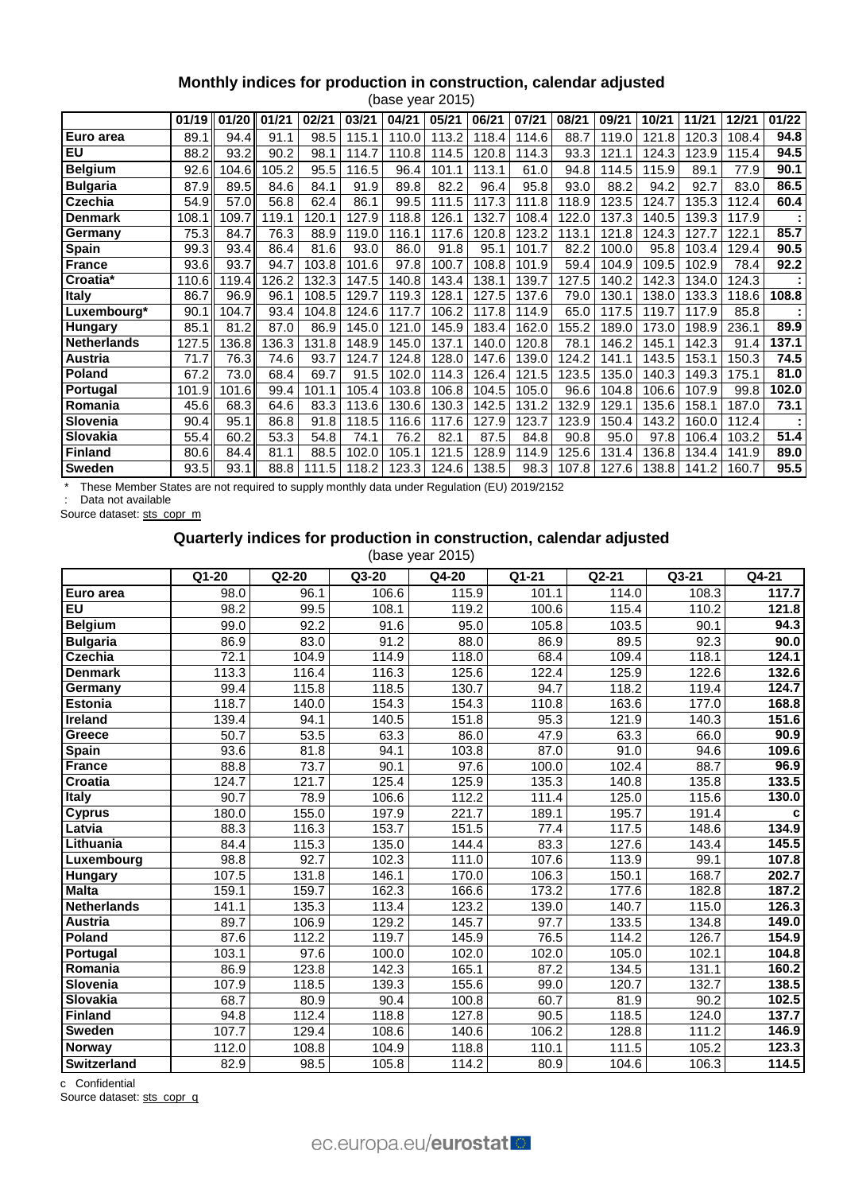## Monthly indices for production in construction, calendar adjusted

(base year 2015)

| | 01/19 | 01/20 | 01/21 | 02/21 | 03/21 | 04/21 | 05/21 | 06/21 | 07/21 | 08/21 | 09/21 | 10/21 | 11/21 | 12/21 | 01/22 |
|---|---|---|---|---|---|---|---|---|---|---|---|---|---|---|---|
| **Euro area** | 89.1 | 94.4 | 91.1 | 98.5 | 115.1 | 110.0 | 113.2 | 118.4 | 114.6 | 88.7 | 119.0 | 121.8 | 120.3 | 108.4 | **94.8** |
| **EU** | 88.2 | 93.2 | 90.2 | 98.1 | 114.7 | 110.8 | 114.5 | 120.8 | 114.3 | 93.3 | 121.1 | 124.3 | 123.9 | 115.4 | **94.5** |
| **Belgium** | 92.6 | 104.6 | 105.2 | 95.5 | 116.5 | 96.4 | 101.1 | 113.1 | 61.0 | 94.8 | 114.5 | 115.9 | 89.1 | 77.9 | **90.1** |
| **Bulgaria** | 87.9 | 89.5 | 84.6 | 84.1 | 91.9 | 89.8 | 82.2 | 96.4 | 95.8 | 93.0 | 88.2 | 94.2 | 92.7 | 83.0 | **86.5** |
| **Czechia** | 54.9 | 57.0 | 56.8 | 62.4 | 86.1 | 99.5 | 111.5 | 117.3 | 111.8 | 118.9 | 123.5 | 124.7 | 135.3 | 112.4 | **60.4** |
| **Denmark** | 108.1 | 109.7 | 119.1 | 120.1 | 127.9 | 118.8 | 126.1 | 132.7 | 108.4 | 122.0 | 137.3 | 140.5 | 139.3 | 117.9 | **:** |
| **Germany** | 75.3 | 84.7 | 76.3 | 88.9 | 119.0 | 116.1 | 117.6 | 120.8 | 123.2 | 113.1 | 121.8 | 124.3 | 127.7 | 122.1 | **85.7** |
| **Spain** | 99.3 | 93.4 | 86.4 | 81.6 | 93.0 | 86.0 | 91.8 | 95.1 | 101.7 | 82.2 | 100.0 | 95.8 | 103.4 | 129.4 | **90.5** |
| **France** | 93.6 | 93.7 | 94.7 | 103.8 | 101.6 | 97.8 | 100.7 | 108.8 | 101.9 | 59.4 | 104.9 | 109.5 | 102.9 | 78.4 | **92.2** |
| **Croatia*** | 110.6 | 119.4 | 126.2 | 132.3 | 147.5 | 140.8 | 143.4 | 138.1 | 139.7 | 127.5 | 140.2 | 142.3 | 134.0 | 124.3 | **:** |
| **Italy** | 86.7 | 96.9 | 96.1 | 108.5 | 129.7 | 119.3 | 128.1 | 127.5 | 137.6 | 79.0 | 130.1 | 138.0 | 133.3 | 118.6 | **108.8** |
| **Luxembourg*** | 90.1 | 104.7 | 93.4 | 104.8 | 124.6 | 117.7 | 106.2 | 117.8 | 114.9 | 65.0 | 117.5 | 119.7 | 117.9 | 85.8 | **:** |
| **Hungary** | 85.1 | 81.2 | 87.0 | 86.9 | 145.0 | 121.0 | 145.9 | 183.4 | 162.0 | 155.2 | 189.0 | 173.0 | 198.9 | 236.1 | **89.9** |
| **Netherlands** | 127.5 | 136.8 | 136.3 | 131.8 | 148.9 | 145.0 | 137.1 | 140.0 | 120.8 | 78.1 | 146.2 | 145.1 | 142.3 | 91.4 | **137.1** |
| **Austria** | 71.7 | 76.3 | 74.6 | 93.7 | 124.7 | 124.8 | 128.0 | 147.6 | 139.0 | 124.2 | 141.1 | 143.5 | 153.1 | 150.3 | **74.5** |
| **Poland** | 67.2 | 73.0 | 68.4 | 69.7 | 91.5 | 102.0 | 114.3 | 126.4 | 121.5 | 123.5 | 135.0 | 140.3 | 149.3 | 175.1 | **81.0** |
| **Portugal** | 101.9 | 101.6 | 99.4 | 101.1 | 105.4 | 103.8 | 106.8 | 104.5 | 105.0 | 96.6 | 104.8 | 106.6 | 107.9 | 99.8 | **102.0** |
| **Romania** | 45.6 | 68.3 | 64.6 | 83.3 | 113.6 | 130.6 | 130.3 | 142.5 | 131.2 | 132.9 | 129.1 | 135.6 | 158.1 | 187.0 | **73.1** |
| **Slovenia** | 90.4 | 95.1 | 86.8 | 91.8 | 118.5 | 116.6 | 117.6 | 127.9 | 123.7 | 123.9 | 150.4 | 143.2 | 160.0 | 112.4 | **:** |
| **Slovakia** | 55.4 | 60.2 | 53.3 | 54.8 | 74.1 | 76.2 | 82.1 | 87.5 | 84.8 | 90.8 | 95.0 | 97.8 | 106.4 | 103.2 | **51.4** |
| **Finland** | 80.6 | 84.4 | 81.1 | 88.5 | 102.0 | 105.1 | 121.5 | 128.9 | 114.9 | 125.6 | 131.4 | 136.8 | 134.4 | 141.9 | **89.0** |
| **Sweden** | 93.5 | 93.1 | 88.8 | 111.5 | 118.2 | 123.3 | 124.6 | 138.5 | 98.3 | 107.8 | 127.6 | 138.8 | 141.2 | 160.7 | **95.5** |

\* These Member States are not required to supply monthly data under Regulation (EU) 2019/2152

: Data not available

Source dataset: sts_copr_m

## Quarterly indices for production in construction, calendar adjusted

(base year 2015)

| | Q1-20 | Q2-20 | Q3-20 | Q4-20 | Q1-21 | Q2-21 | Q3-21 | Q4-21 |
|---|---|---|---|---|---|---|---|---|
| **Euro area** | 98.0 | 96.1 | 106.6 | 115.9 | 101.1 | 114.0 | 108.3 | **117.7** |
| **EU** | 98.2 | 99.5 | 108.1 | 119.2 | 100.6 | 115.4 | 110.2 | **121.8** |
| **Belgium** | 99.0 | 92.2 | 91.6 | 95.0 | 105.8 | 103.5 | 90.1 | **94.3** |
| **Bulgaria** | 86.9 | 83.0 | 91.2 | 88.0 | 86.9 | 89.5 | 92.3 | **90.0** |
| **Czechia** | 72.1 | 104.9 | 114.9 | 118.0 | 68.4 | 109.4 | 118.1 | **124.1** |
| **Denmark** | 113.3 | 116.4 | 116.3 | 125.6 | 122.4 | 125.9 | 122.6 | **132.6** |
| **Germany** | 99.4 | 115.8 | 118.5 | 130.7 | 94.7 | 118.2 | 119.4 | **124.7** |
| **Estonia** | 118.7 | 140.0 | 154.3 | 154.3 | 110.8 | 163.6 | 177.0 | **168.8** |
| **Ireland** | 139.4 | 94.1 | 140.5 | 151.8 | 95.3 | 121.9 | 140.3 | **151.6** |
| **Greece** | 50.7 | 53.5 | 63.3 | 86.0 | 47.9 | 63.3 | 66.0 | **90.9** |
| **Spain** | 93.6 | 81.8 | 94.1 | 103.8 | 87.0 | 91.0 | 94.6 | **109.6** |
| **France** | 88.8 | 73.7 | 90.1 | 97.6 | 100.0 | 102.4 | 88.7 | **96.9** |
| **Croatia** | 124.7 | 121.7 | 125.4 | 125.9 | 135.3 | 140.8 | 135.8 | **133.5** |
| **Italy** | 90.7 | 78.9 | 106.6 | 112.2 | 111.4 | 125.0 | 115.6 | **130.0** |
| **Cyprus** | 180.0 | 155.0 | 197.9 | 221.7 | 189.1 | 195.7 | 191.4 | **c** |
| **Latvia** | 88.3 | 116.3 | 153.7 | 151.5 | 77.4 | 117.5 | 148.6 | **134.9** |
| **Lithuania** | 84.4 | 115.3 | 135.0 | 144.4 | 83.3 | 127.6 | 143.4 | **145.5** |
| **Luxembourg** | 98.8 | 92.7 | 102.3 | 111.0 | 107.6 | 113.9 | 99.1 | **107.8** |
| **Hungary** | 107.5 | 131.8 | 146.1 | 170.0 | 106.3 | 150.1 | 168.7 | **202.7** |
| **Malta** | 159.1 | 159.7 | 162.3 | 166.6 | 173.2 | 177.6 | 182.8 | **187.2** |
| **Netherlands** | 141.1 | 135.3 | 113.4 | 123.2 | 139.0 | 140.7 | 115.0 | **126.3** |
| **Austria** | 89.7 | 106.9 | 129.2 | 145.7 | 97.7 | 133.5 | 134.8 | **149.0** |
| **Poland** | 87.6 | 112.2 | 119.7 | 145.9 | 76.5 | 114.2 | 126.7 | **154.9** |
| **Portugal** | 103.1 | 97.6 | 100.0 | 102.0 | 102.0 | 105.0 | 102.1 | **104.8** |
| **Romania** | 86.9 | 123.8 | 142.3 | 165.1 | 87.2 | 134.5 | 131.1 | **160.2** |
| **Slovenia** | 107.9 | 118.5 | 139.3 | 155.6 | 99.0 | 120.7 | 132.7 | **138.5** |
| **Slovakia** | 68.7 | 80.9 | 90.4 | 100.8 | 60.7 | 81.9 | 90.2 | **102.5** |
| **Finland** | 94.8 | 112.4 | 118.8 | 127.8 | 90.5 | 118.5 | 124.0 | **137.7** |
| **Sweden** | 107.7 | 129.4 | 108.6 | 140.6 | 106.2 | 128.8 | 111.2 | **146.9** |
| **Norway** | 112.0 | 108.8 | 104.9 | 118.8 | 110.1 | 111.5 | 105.2 | **123.3** |
| **Switzerland** | 82.9 | 98.5 | 105.8 | 114.2 | 80.9 | 104.6 | 106.3 | **114.5** |

c Confidential

Source dataset: sts_copr_q